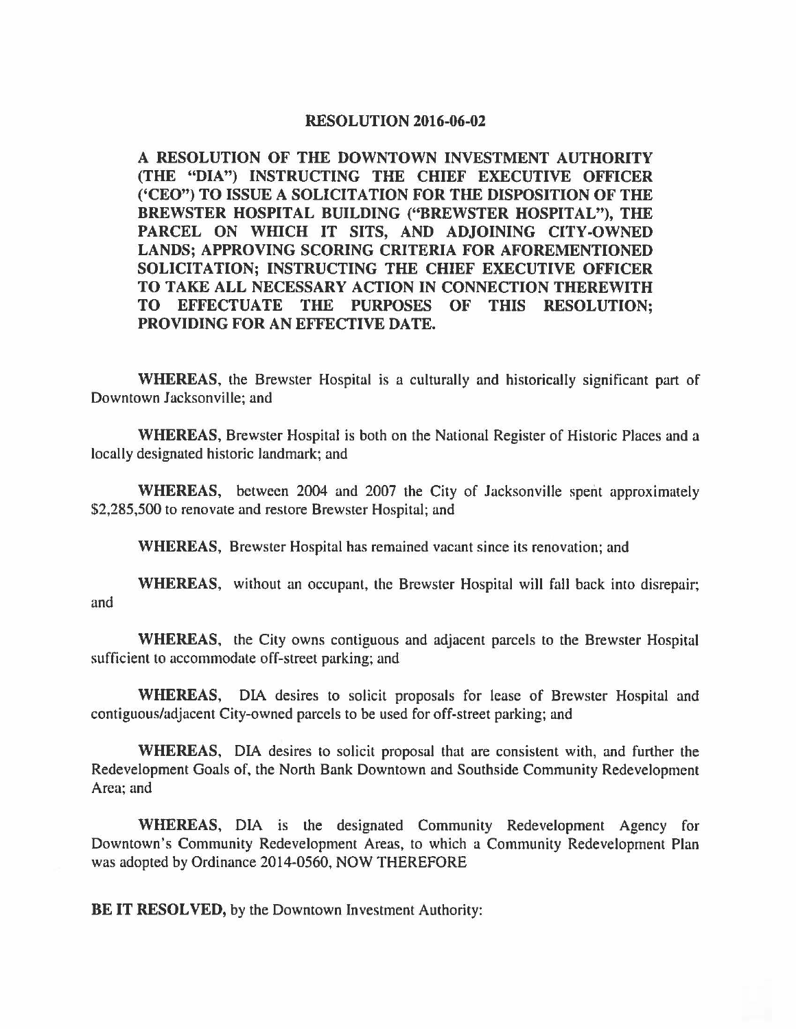# RESOLUTION 2016-06-02

**A RESOLUTION OF THE DOWNTOWN INVESTMENT AUTHORITY (THE "DIA") INSTRUCTING THE CHIEF EXECUTIVE OFFICER ('CEO") TO ISSUE A SOLICITATION FOR THE DISPOSITION OF THE BREWSTER HOSPITAL BUILDING ("BREWSTER HOSPITAL"), THE PARCEL ON WHICH IT SITS, AND ADJOINING CITY-OWNED LANDS; APPROVING SCORING CRITERIA FOR AFOREMENTIONED SOLICITATION; INSTRUCTING THE CHIEF EXECUTIVE OFFICER TO TAKE ALL NECESSARY ACTION IN CONNECTION THEREWITH TO EFFECTUATE THE PURPOSES OF THIS RESOLUTION; PROVIDING FOR AN EFFECTIVE DATE.**

**WHEREAS,** the Brewster Hospital is a culturally and historically significant part of Downtown Jacksonville; and

**WHEREAS,** Brewster Hospital is both on the National Register of Historic Places and a locally designated historic landmark; and

**WHEREAS,** between 2004 and 2007 the City of Jacksonville spent approximately $2,285,500 to renovate and restore Brewster Hospital; and

**WHEREAS,** Brewster Hospital has remained vacant since its renovation; and

**WHEREAS,** without an occupant, the Brewster Hospital will fall back into disrepair; and

**WHEREAS,** the City owns contiguous and adjacent parcels to the Brewster Hospital sufficient to accommodate off-street parking; and

**WHEREAS,** DIA desires to solicit proposals for lease of Brewster Hospital and contiguous/adjacent City-owned parcels to be used for off-street parking; and

**WHEREAS,** DIA desires to solicit proposal that are consistent with, and further the Redevelopment Goals of, the North Bank Downtown and Southside Community Redevelopment Area; and

**WHEREAS,** DIA is the designated Community Redevelopment Agency for Downtown's Community Redevelopment Areas, to which a Community Redevelopment Plan was adopted by Ordinance 2014-0560, NOW THEREFORE

**BE IT RESOLVED,** by the Downtown Investment Authority: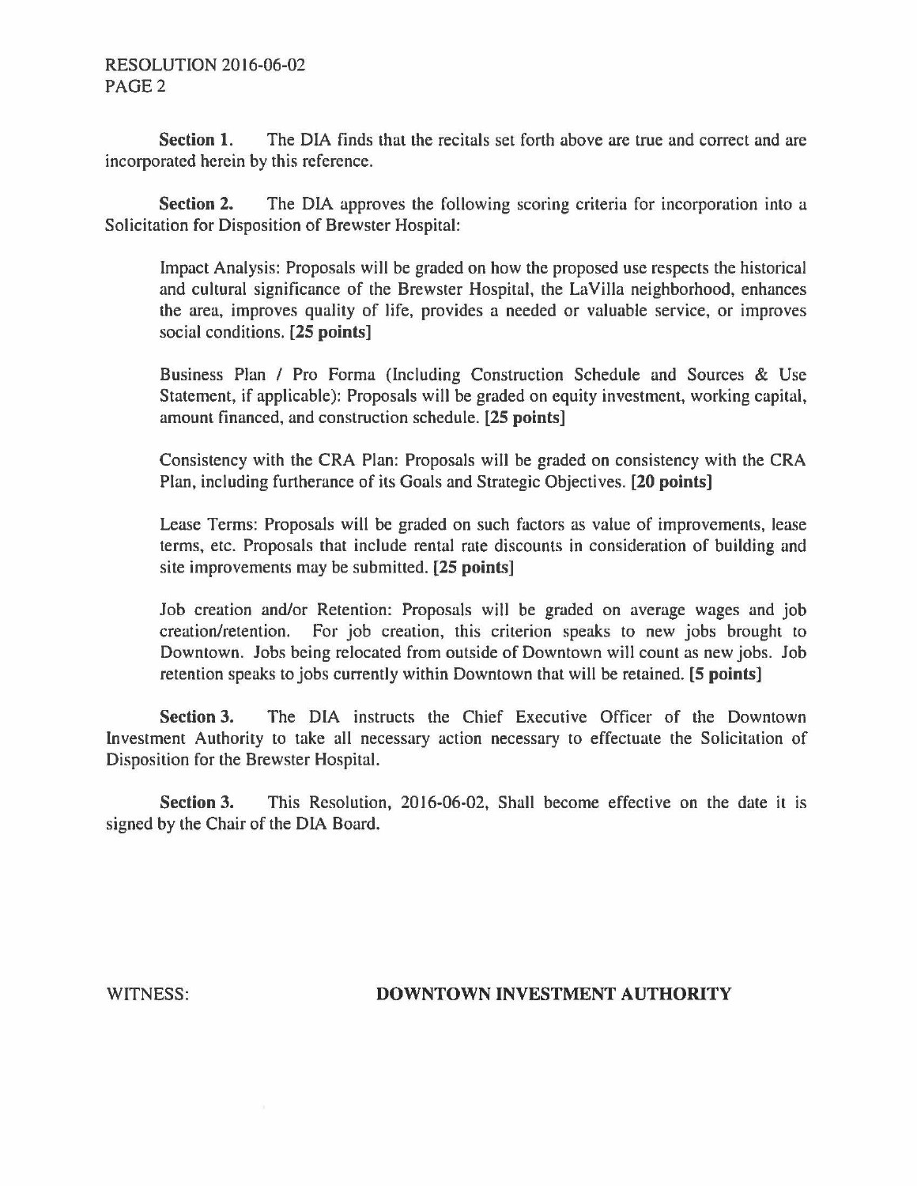**Section 1.** The DIA finds that the recitals set forth above are true and correct and are incorporated herein by this reference.

**Section 2.** The DIA approves the following scoring criteria for incorporation into a Solicitation for Disposition of Brewster Hospital:

Impact Analysis: Proposals will be graded on how the proposed use respects the historical and cultural significance of the Brewster Hospital, the LaVilla neighborhood, enhances the area, improves quality of life, provides a needed or valuable service, or improves social conditions. **[25 points]**

Business Plan / Pro Forma (Including Construction Schedule and Sources & Use Statement, if applicable): Proposals will be graded on equity investment, working capital, amount financed, and construction schedule. **[25 points]**

Consistency with the CRA Plan: Proposals will be graded on consistency with the CRA Plan, including furtherance of its Goals and Strategic Objectives. **[20 points]**

Lease Terms: Proposals will be graded on such factors as value of improvements, lease terms, etc. Proposals that include rental rate discounts in consideration of building and site improvements may be submitted. **[25 points]**

Job creation and/or Retention: Proposals will be graded on average wages and job creation/retention. For job creation, this criterion speaks to new jobs brought to Downtown. Jobs being relocated from outside of Downtown will count as new jobs. Job retention speaks to jobs currently within Downtown that will be retained. **[5 points]**

**Section 3.** The DIA instructs the Chief Executive Officer of the Downtown Investment Authority to take all necessary action necessary to effectuate the Solicitation of Disposition for the Brewster Hospital.

**Section 3.** This Resolution, 2016-06-02, Shall become effective on the date it is signed by the Chair of the DIA Board.

WITNESS: **DOWNTOWN INVESTMENT AUTHORITY**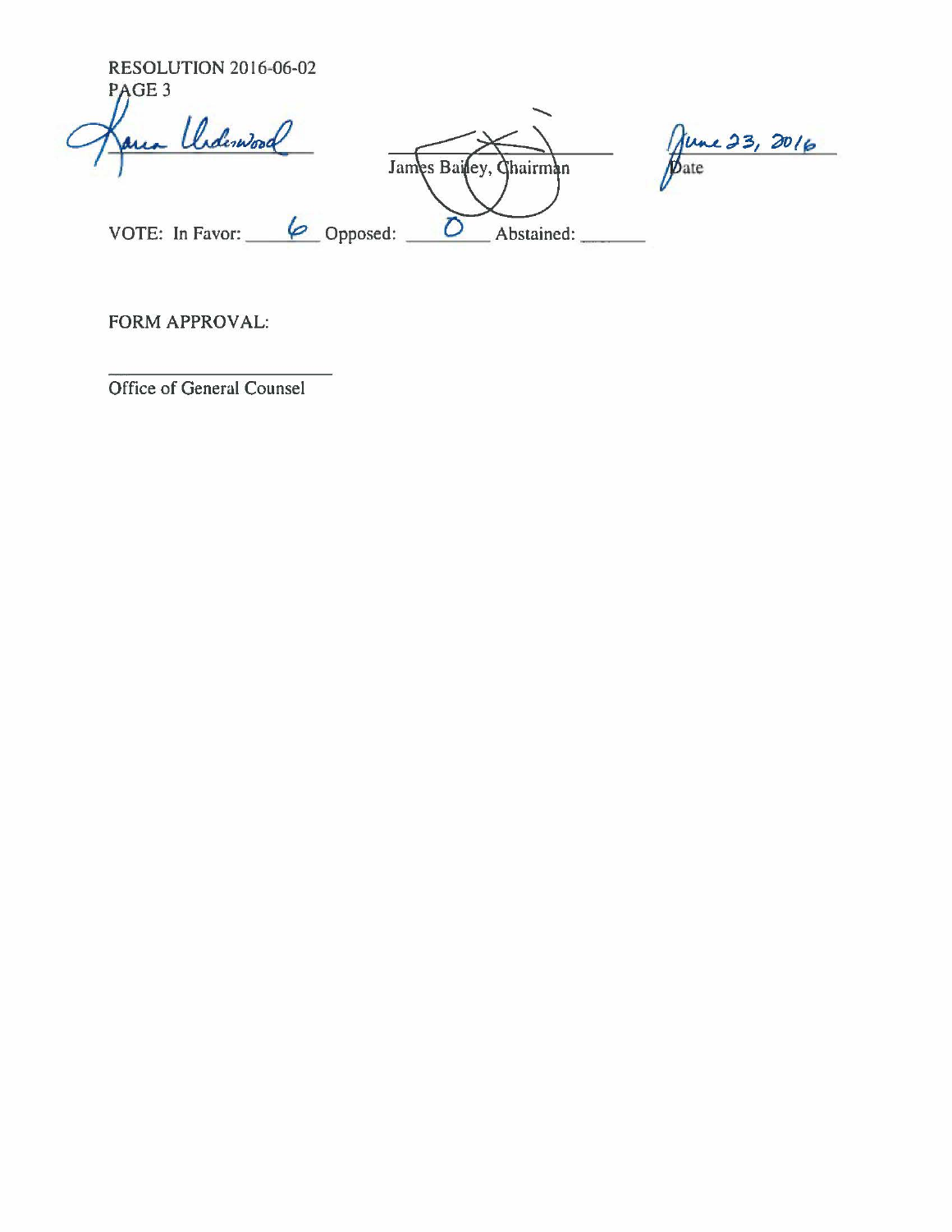RESOLUTION 2016-06-02
PAGE 3

Karen Underwood _______________________ James Bailey, Chairman _______________________ June 23, 2016 Date

VOTE: In Favor: 6 Opposed: 0 Abstained: _______

FORM APPROVAL:

_______________________
Office of General Counsel